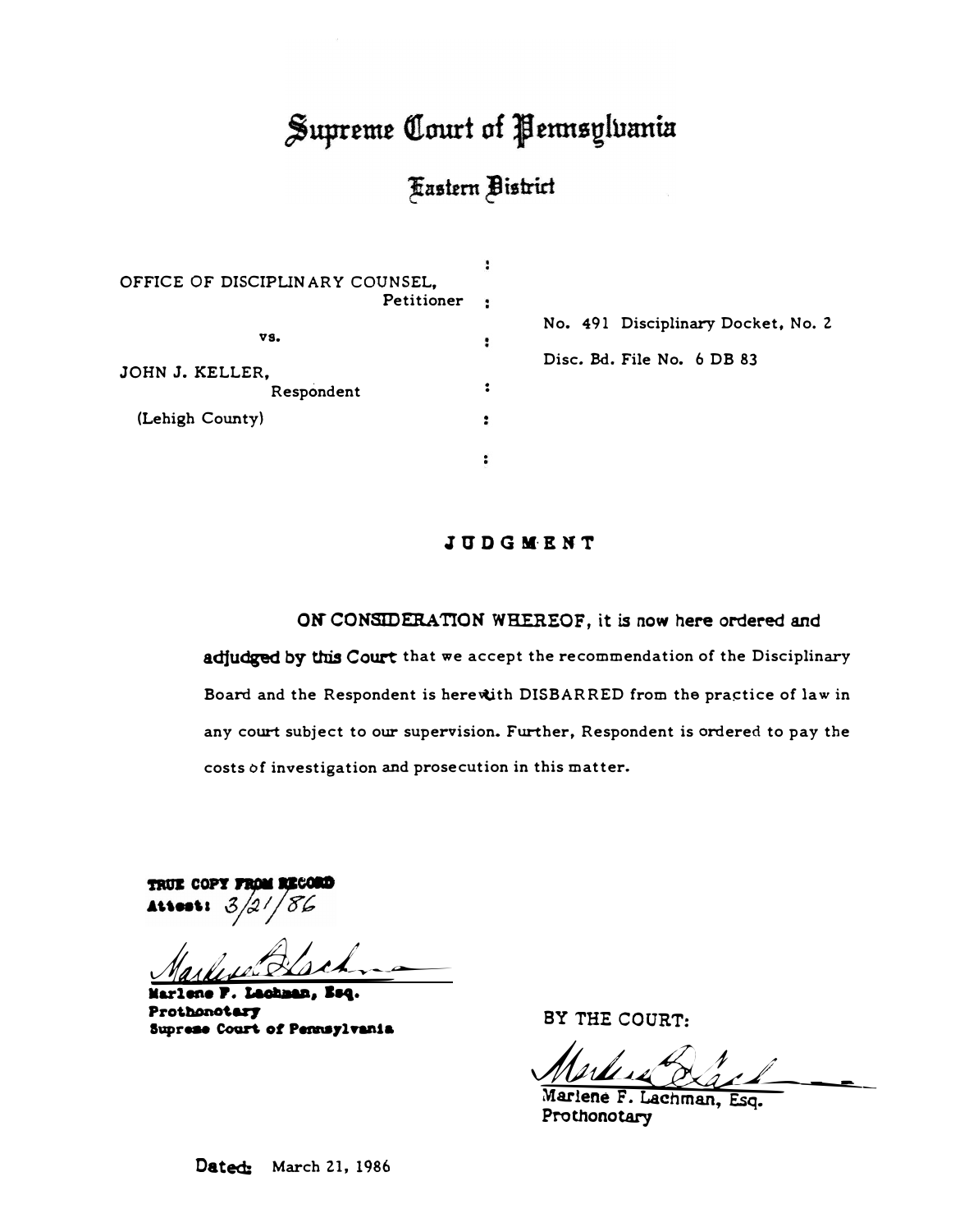# Supreme Court of Pennsylvania

## Eastern District

| | | |
|---|---|---|
| OFFICE OF DISCIPLINARY COUNSEL, Petitioner | : | No. 491 Disciplinary Docket, No. 2 |
| vs. | : | Disc. Bd. File No. 6 DB 83 |
| JOHN J. KELLER, Respondent | : | |
| (Lehigh County) | : | |

**JUDGMENT**

**ON CONSIDERATION WHEREOF, it is now here ordered and adjudged by this Court** that we accept the recommendation of the Disciplinary Board and the Respondent is herewith DISBARRED from the practice of law in any court subject to our supervision. Further, Respondent is ordered to pay the costs of investigation and prosecution in this matter.

**TRUE COPY FROM RECORD**
**Attest:** 3/21/86

**Marlene F. Lachman, Esq.**
**Prothonotary**
**Supreme Court of Pennsylvania**

BY THE COURT:

Marlene F. Lachman, Esq.
**Prothonotary**

**Dated:** March 21, 1986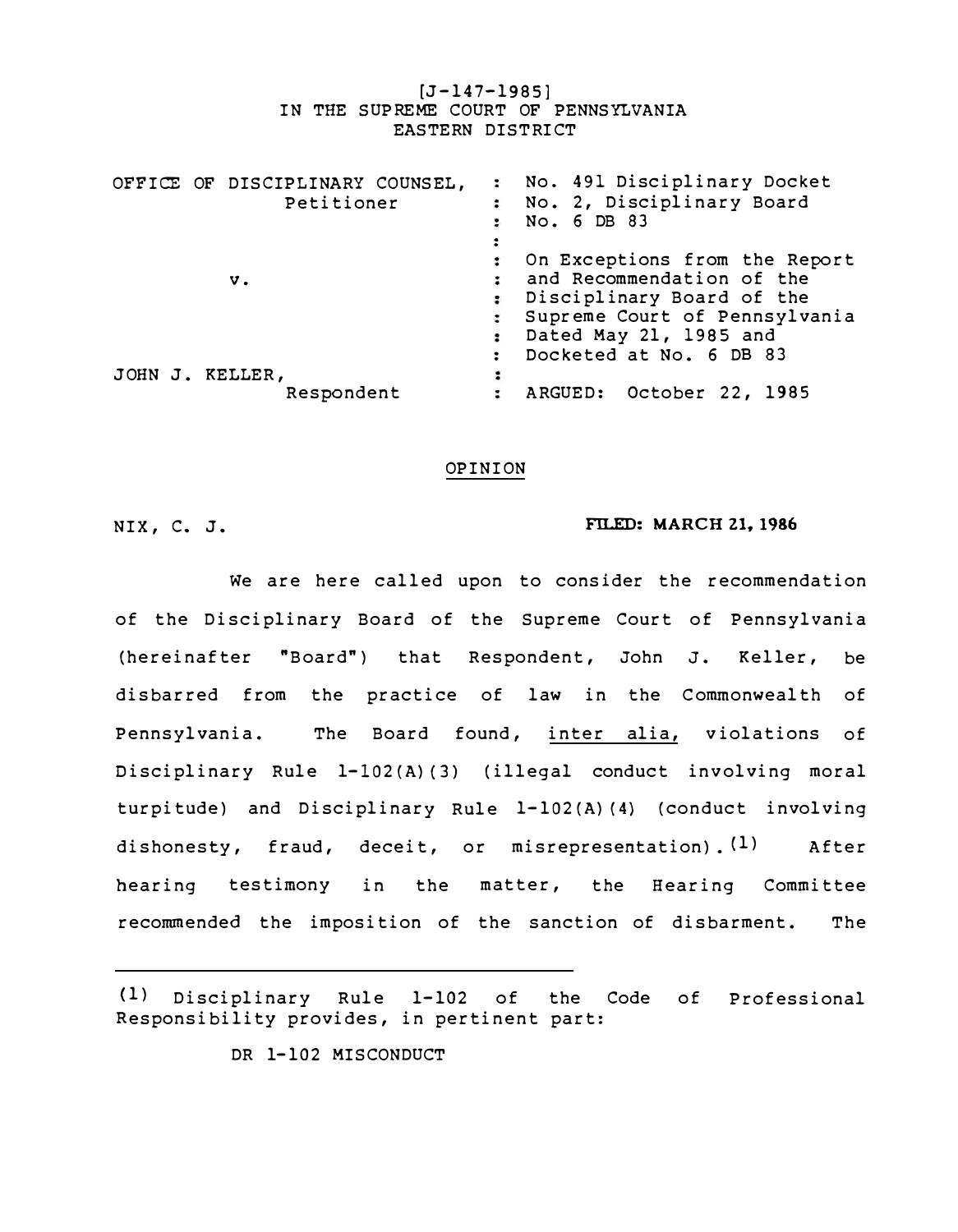[J-147-1985]
IN THE SUPREME COURT OF PENNSYLVANIA
EASTERN DISTRICT

| | | |
|---|---|---|
| OFFICE OF DISCIPLINARY COUNSEL, Petitioner | : | No. 491 Disciplinary Docket No. 2, Disciplinary Board No. 6 DB 83 |
| v. | : | On Exceptions from the Report and Recommendation of the Disciplinary Board of the Supreme Court of Pennsylvania Dated May 21, 1985 and Docketed at No. 6 DB 83 |
| JOHN J. KELLER, Respondent | : | ARGUED: October 22, 1985 |

## OPINION

NIX, C. J. **FILED: MARCH 21, 1986**

We are here called upon to consider the recommendation of the Disciplinary Board of the Supreme Court of Pennsylvania (hereinafter "Board") that Respondent, John J. Keller, be disbarred from the practice of law in the Commonwealth of Pennsylvania. The Board found, inter alia, violations of Disciplinary Rule 1-102(A)(3) (illegal conduct involving moral turpitude) and Disciplinary Rule 1-102(A)(4) (conduct involving dishonesty, fraud, deceit, or misrepresentation).[1] After hearing testimony in the matter, the Hearing Committee recommended the imposition of the sanction of disbarment. The

---

[1] Disciplinary Rule 1-102 of the Code of Professional Responsibility provides, in pertinent part:

DR 1-102 MISCONDUCT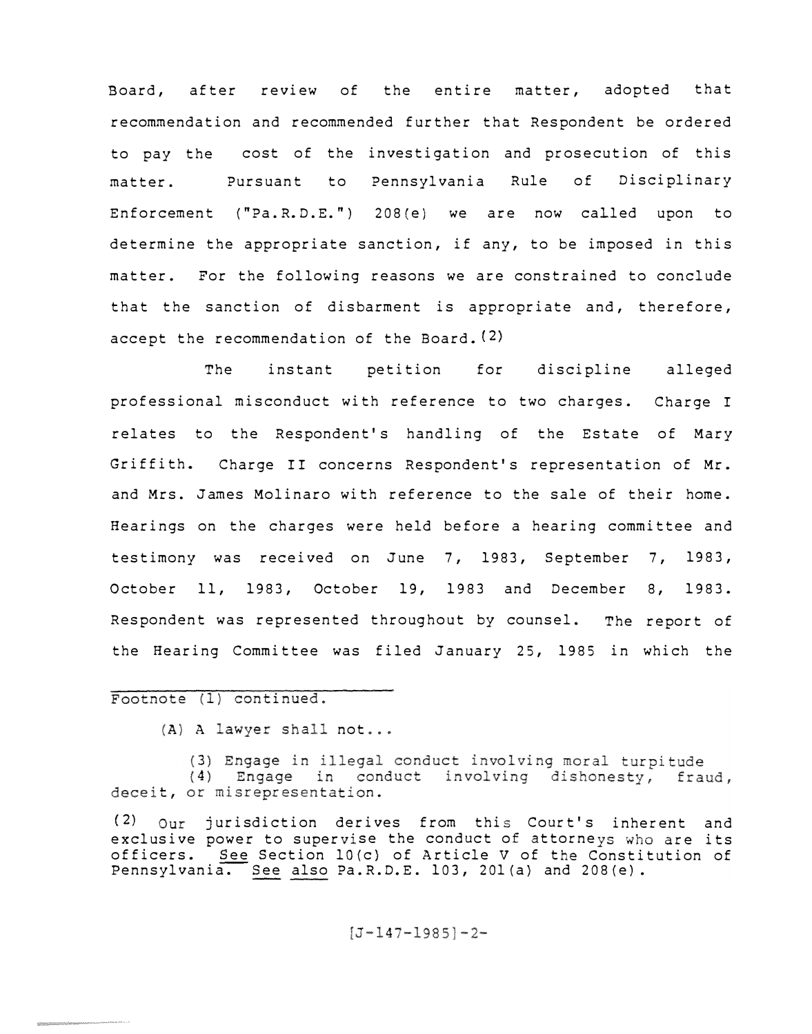Board, after review of the entire matter, adopted that recommendation and recommended further that Respondent be ordered to pay the cost of the investigation and prosecution of this matter. Pursuant to Pennsylvania Rule of Disciplinary Enforcement ("Pa.R.D.E.") 208(e) we are now called upon to determine the appropriate sanction, if any, to be imposed in this matter. For the following reasons we are constrained to conclude that the sanction of disbarment is appropriate and, therefore, accept the recommendation of the Board.[2]

The instant petition for discipline alleged professional misconduct with reference to two charges. Charge I relates to the Respondent's handling of the Estate of Mary Griffith. Charge II concerns Respondent's representation of Mr. and Mrs. James Molinaro with reference to the sale of their home. Hearings on the charges were held before a hearing committee and testimony was received on June 7, 1983, September 7, 1983, October 11, 1983, October 19, 1983 and December 8, 1983. Respondent was represented throughout by counsel. The report of the Hearing Committee was filed January 25, 1985 in which the

---

Footnote (1) continued.

(A) A lawyer shall not...

(3) Engage in illegal conduct involving moral turpitude
(4) Engage in conduct involving dishonesty, fraud, deceit, or misrepresentation.

[2] Our jurisdiction derives from this Court's inherent and exclusive power to supervise the conduct of attorneys who are its officers. _See_ Section 10(c) of Article V of the Constitution of Pennsylvania. _See also_ Pa.R.D.E. 103, 201(a) and 208(e).

[J-147-1985]-2-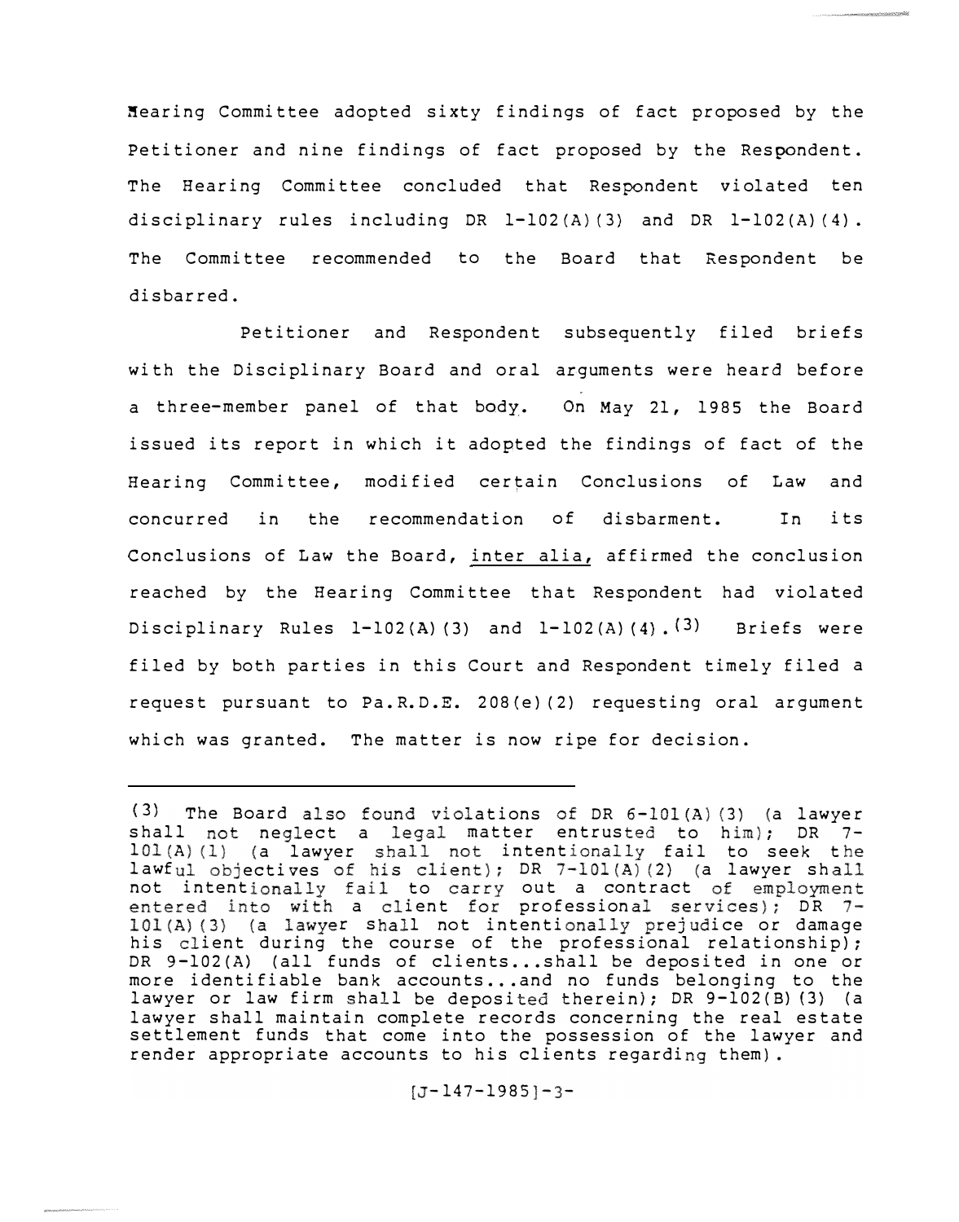Hearing Committee adopted sixty findings of fact proposed by the Petitioner and nine findings of fact proposed by the Respondent. The Hearing Committee concluded that Respondent violated ten disciplinary rules including DR 1-102(A)(3) and DR 1-102(A)(4). The Committee recommended to the Board that Respondent be disbarred.

Petitioner and Respondent subsequently filed briefs with the Disciplinary Board and oral arguments were heard before a three-member panel of that body. On May 21, 1985 the Board issued its report in which it adopted the findings of fact of the Hearing Committee, modified certain Conclusions of Law and concurred in the recommendation of disbarment. In its Conclusions of Law the Board, inter alia, affirmed the conclusion reached by the Hearing Committee that Respondent had violated Disciplinary Rules 1-102(A)(3) and 1-102(A)(4).(3) Briefs were filed by both parties in this Court and Respondent timely filed a request pursuant to Pa.R.D.E. 208(e)(2) requesting oral argument which was granted. The matter is now ripe for decision.

---

(3) The Board also found violations of DR 6-101(A)(3) (a lawyer shall not neglect a legal matter entrusted to him); DR 7-101(A)(1) (a lawyer shall not intentionally fail to seek the lawful objectives of his client); DR 7-101(A)(2) (a lawyer shall not intentionally fail to carry out a contract of employment entered into with a client for professional services); DR 7-101(A)(3) (a lawyer shall not intentionally prejudice or damage his client during the course of the professional relationship); DR 9-102(A) (all funds of clients...shall be deposited in one or more identifiable bank accounts...and no funds belonging to the lawyer or law firm shall be deposited therein); DR 9-102(B)(3) (a lawyer shall maintain complete records concerning the real estate settlement funds that come into the possession of the lawyer and render appropriate accounts to his clients regarding them).

[J-147-1985]-3-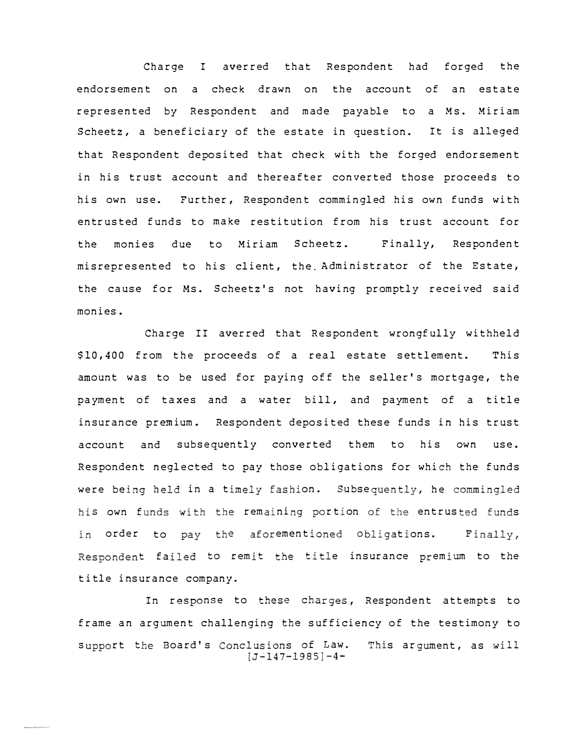Charge I averred that Respondent had forged the endorsement on a check drawn on the account of an estate represented by Respondent and made payable to a Ms. Miriam Scheetz, a beneficiary of the estate in question. It is alleged that Respondent deposited that check with the forged endorsement in his trust account and thereafter converted those proceeds to his own use. Further, Respondent commingled his own funds with entrusted funds to make restitution from his trust account for the monies due to Miriam Scheetz. Finally, Respondent misrepresented to his client, the Administrator of the Estate, the cause for Ms. Scheetz's not having promptly received said monies.

Charge II averred that Respondent wrongfully withheld $10,400 from the proceeds of a real estate settlement. This amount was to be used for paying off the seller's mortgage, the payment of taxes and a water bill, and payment of a title insurance premium. Respondent deposited these funds in his trust account and subsequently converted them to his own use. Respondent neglected to pay those obligations for which the funds were being held in a timely fashion. Subsequently, he commingled his own funds with the remaining portion of the entrusted funds in order to pay the aforementioned obligations. Finally, Respondent failed to remit the title insurance premium to the title insurance company.

In response to these charges, Respondent attempts to frame an argument challenging the sufficiency of the testimony to support the Board's Conclusions of Law. This argument, as will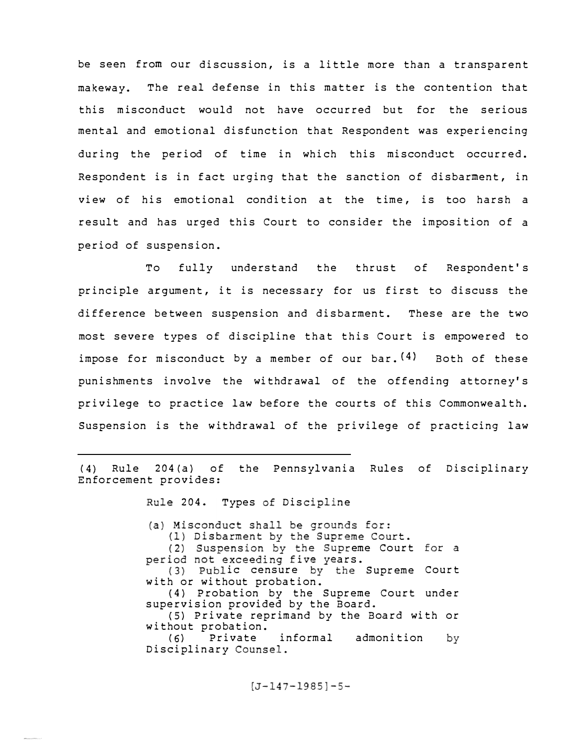be seen from our discussion, is a little more than a transparent makeway. The real defense in this matter is the contention that this misconduct would not have occurred but for the serious mental and emotional disfunction that Respondent was experiencing during the period of time in which this misconduct occurred. Respondent is in fact urging that the sanction of disbarment, in view of his emotional condition at the time, is too harsh a result and has urged this Court to consider the imposition of a period of suspension.

To fully understand the thrust of Respondent's principle argument, it is necessary for us first to discuss the difference between suspension and disbarment. These are the two most severe types of discipline that this Court is empowered to impose for misconduct by a member of our bar.[4] Both of these punishments involve the withdrawal of the offending attorney's privilege to practice law before the courts of this Commonwealth. Suspension is the withdrawal of the privilege of practicing law

---

(4) Rule 204(a) of the Pennsylvania Rules of Disciplinary Enforcement provides:

> Rule 204. Types of Discipline
>
> (a) Misconduct shall be grounds for:
>
> (1) Disbarment by the Supreme Court.
>
> (2) Suspension by the Supreme Court for a period not exceeding five years.
>
> (3) Public censure by the Supreme Court with or without probation.
>
> (4) Probation by the Supreme Court under supervision provided by the Board.
>
> (5) Private reprimand by the Board with or without probation.
>
> (6) Private informal admonition by Disciplinary Counsel.

[J-147-1985]-5-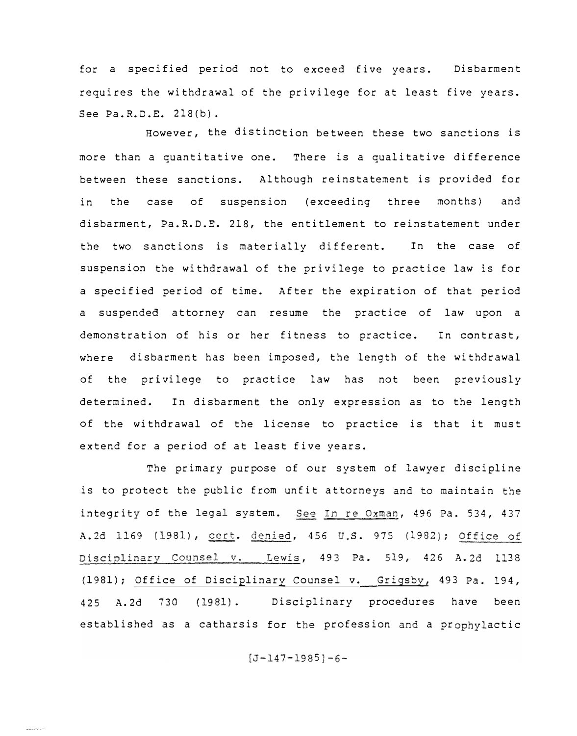for a specified period not to exceed five years. Disbarment requires the withdrawal of the privilege for at least five years. See Pa.R.D.E. 218(b).

However, the distinction between these two sanctions is more than a quantitative one. There is a qualitative difference between these sanctions. Although reinstatement is provided for in the case of suspension (exceeding three months) and disbarment, Pa.R.D.E. 218, the entitlement to reinstatement under the two sanctions is materially different. In the case of suspension the withdrawal of the privilege to practice law is for a specified period of time. After the expiration of that period a suspended attorney can resume the practice of law upon a demonstration of his or her fitness to practice. In contrast, where disbarment has been imposed, the length of the withdrawal of the privilege to practice law has not been previously determined. In disbarment the only expression as to the length of the withdrawal of the license to practice is that it must extend for a period of at least five years.

The primary purpose of our system of lawyer discipline is to protect the public from unfit attorneys and to maintain the integrity of the legal system. See In re Oxman, 496 Pa. 534, 437 A.2d 1169 (1981), cert. denied, 456 U.S. 975 (1982); Office of Disciplinary Counsel v. Lewis, 493 Pa. 519, 426 A.2d 1138 (1981); Office of Disciplinary Counsel v. Grigsby, 493 Pa. 194, 425 A.2d 730 (1981). Disciplinary procedures have been established as a catharsis for the profession and a prophylactic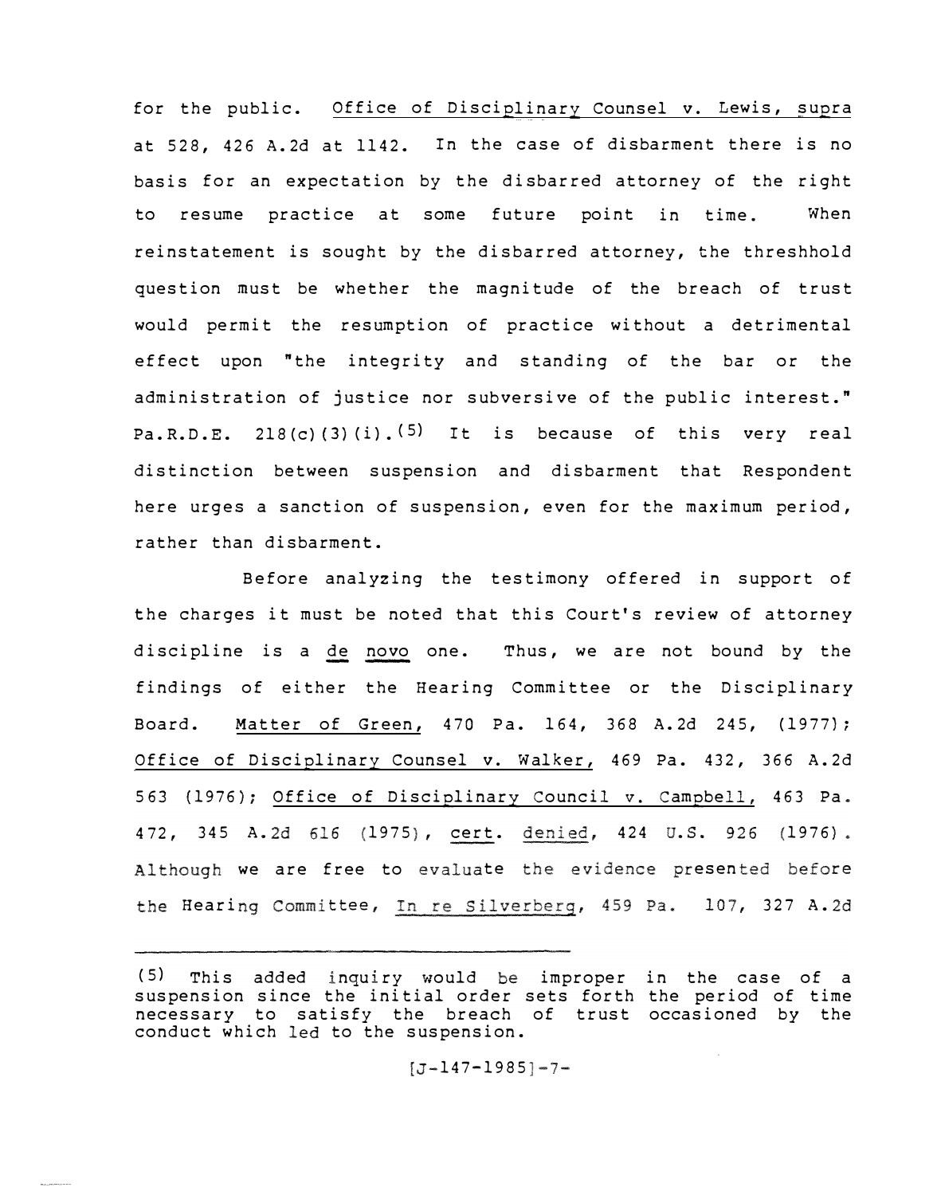for the public. Office of Disciplinary Counsel v. Lewis, supra at 528, 426 A.2d at 1142. In the case of disbarment there is no basis for an expectation by the disbarred attorney of the right to resume practice at some future point in time. When reinstatement is sought by the disbarred attorney, the threshhold question must be whether the magnitude of the breach of trust would permit the resumption of practice without a detrimental effect upon "the integrity and standing of the bar or the administration of justice nor subversive of the public interest." Pa.R.D.E. 218(c)(3)(i).[5] It is because of this very real distinction between suspension and disbarment that Respondent here urges a sanction of suspension, even for the maximum period, rather than disbarment.

Before analyzing the testimony offered in support of the charges it must be noted that this Court's review of attorney discipline is a *de novo* one. Thus, we are not bound by the findings of either the Hearing Committee or the Disciplinary Board. Matter of Green, 470 Pa. 164, 368 A.2d 245, (1977); Office of Disciplinary Counsel v. Walker, 469 Pa. 432, 366 A.2d 563 (1976); Office of Disciplinary Council v. Campbell, 463 Pa. 472, 345 A.2d 616 (1975), cert. denied, 424 U.S. 926 (1976). Although we are free to evaluate the evidence presented before the Hearing Committee, In re Silverberg, 459 Pa. 107, 327 A.2d

---

(5) This added inquiry would be improper in the case of a suspension since the initial order sets forth the period of time necessary to satisfy the breach of trust occasioned by the conduct which led to the suspension.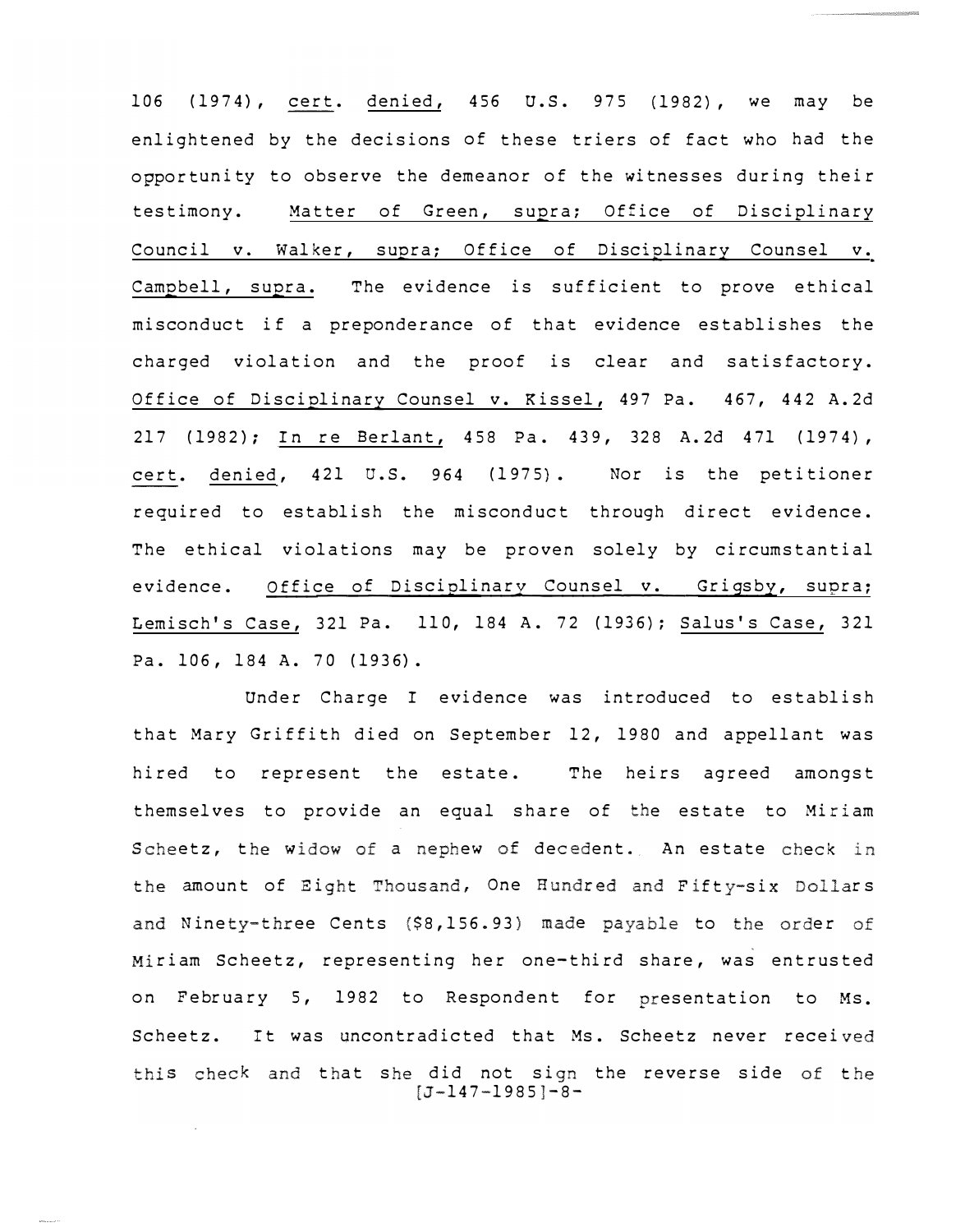106 (1974), cert. denied, 456 U.S. 975 (1982), we may be enlightened by the decisions of these triers of fact who had the opportunity to observe the demeanor of the witnesses during their testimony. Matter of Green, supra; Office of Disciplinary Council v. Walker, supra; Office of Disciplinary Counsel v. Campbell, supra. The evidence is sufficient to prove ethical misconduct if a preponderance of that evidence establishes the charged violation and the proof is clear and satisfactory. Office of Disciplinary Counsel v. Kissel, 497 Pa. 467, 442 A.2d 217 (1982); In re Berlant, 458 Pa. 439, 328 A.2d 471 (1974), cert. denied, 421 U.S. 964 (1975). Nor is the petitioner required to establish the misconduct through direct evidence. The ethical violations may be proven solely by circumstantial evidence. Office of Disciplinary Counsel v. Grigsby, supra; Lemisch's Case, 321 Pa. 110, 184 A. 72 (1936); Salus's Case, 321 Pa. 106, 184 A. 70 (1936).

Under Charge I evidence was introduced to establish that Mary Griffith died on September 12, 1980 and appellant was hired to represent the estate. The heirs agreed amongst themselves to provide an equal share of the estate to Miriam Scheetz, the widow of a nephew of decedent. An estate check in the amount of Eight Thousand, One Hundred and Fifty-six Dollars and Ninety-three Cents ($8,156.93) made payable to the order of Miriam Scheetz, representing her one-third share, was entrusted on February 5, 1982 to Respondent for presentation to Ms. Scheetz. It was uncontradicted that Ms. Scheetz never received this check and that she did not sign the reverse side of the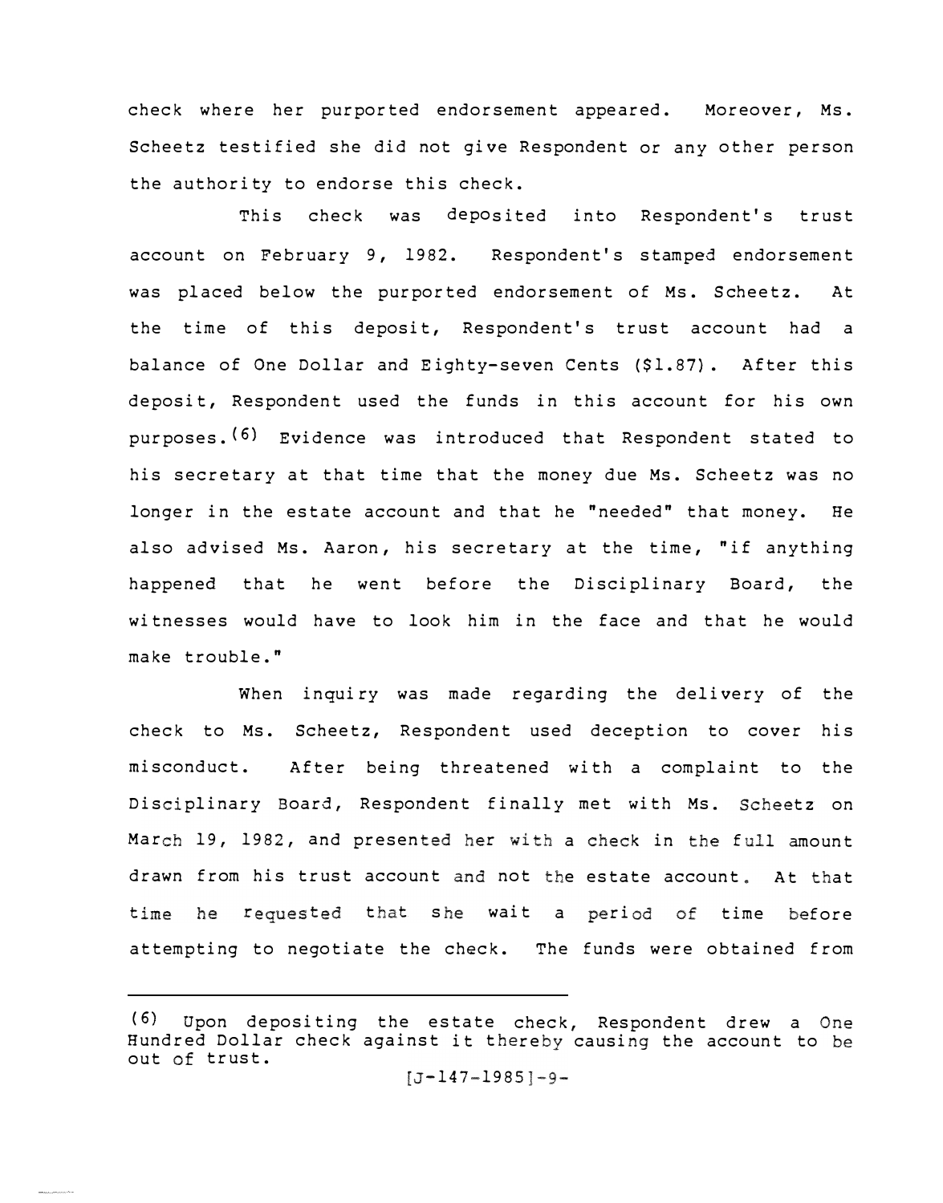check where her purported endorsement appeared. Moreover, Ms. Scheetz testified she did not give Respondent or any other person the authority to endorse this check.

This check was deposited into Respondent's trust account on February 9, 1982. Respondent's stamped endorsement was placed below the purported endorsement of Ms. Scheetz. At the time of this deposit, Respondent's trust account had a balance of One Dollar and Eighty-seven Cents ($1.87). After this deposit, Respondent used the funds in this account for his own purposes.[6] Evidence was introduced that Respondent stated to his secretary at that time that the money due Ms. Scheetz was no longer in the estate account and that he "needed" that money. He also advised Ms. Aaron, his secretary at the time, "if anything happened that he went before the Disciplinary Board, the witnesses would have to look him in the face and that he would make trouble."

When inquiry was made regarding the delivery of the check to Ms. Scheetz, Respondent used deception to cover his misconduct. After being threatened with a complaint to the Disciplinary Board, Respondent finally met with Ms. Scheetz on March 19, 1982, and presented her with a check in the full amount drawn from his trust account and not the estate account. At that time he requested that she wait a period of time before attempting to negotiate the check. The funds were obtained from

---

(6) Upon depositing the estate check, Respondent drew a One Hundred Dollar check against it thereby causing the account to be out of trust.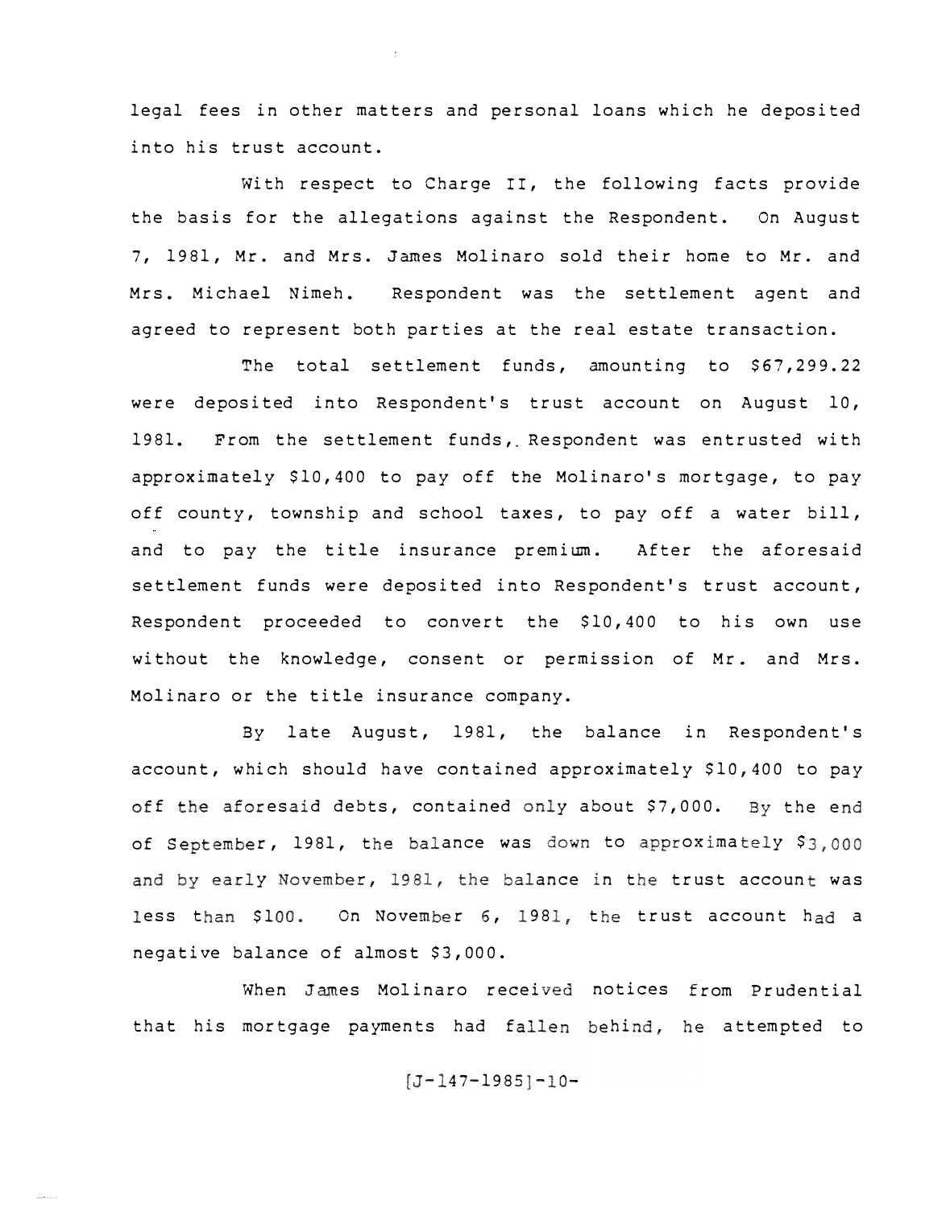legal fees in other matters and personal loans which he deposited into his trust account.

With respect to Charge II, the following facts provide the basis for the allegations against the Respondent. On August 7, 1981, Mr. and Mrs. James Molinaro sold their home to Mr. and Mrs. Michael Nimeh. Respondent was the settlement agent and agreed to represent both parties at the real estate transaction.

The total settlement funds, amounting to $67,299.22 were deposited into Respondent's trust account on August 10, 1981. From the settlement funds, Respondent was entrusted with approximately $10,400 to pay off the Molinaro's mortgage, to pay off county, township and school taxes, to pay off a water bill, and to pay the title insurance premium. After the aforesaid settlement funds were deposited into Respondent's trust account, Respondent proceeded to convert the $10,400 to his own use without the knowledge, consent or permission of Mr. and Mrs. Molinaro or the title insurance company.

By late August, 1981, the balance in Respondent's account, which should have contained approximately $10,400 to pay off the aforesaid debts, contained only about $7,000. By the end of September, 1981, the balance was down to approximately $3,000 and by early November, 1981, the balance in the trust account was less than $100. On November 6, 1981, the trust account had a negative balance of almost $3,000.

When James Molinaro received notices from Prudential that his mortgage payments had fallen behind, he attempted to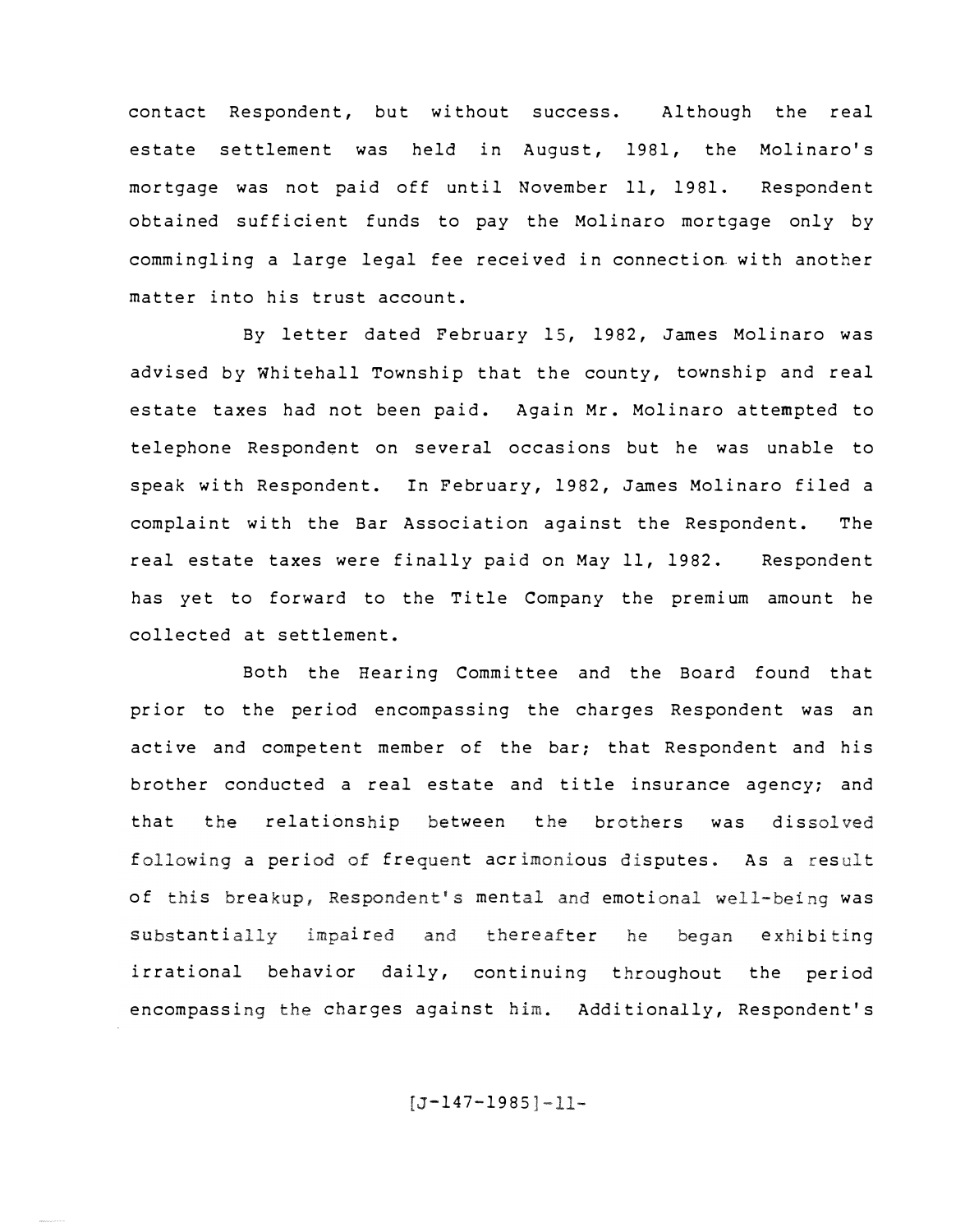contact Respondent, but without success. Although the real estate settlement was held in August, 1981, the Molinaro's mortgage was not paid off until November 11, 1981. Respondent obtained sufficient funds to pay the Molinaro mortgage only by commingling a large legal fee received in connection with another matter into his trust account.

By letter dated February 15, 1982, James Molinaro was advised by Whitehall Township that the county, township and real estate taxes had not been paid. Again Mr. Molinaro attempted to telephone Respondent on several occasions but he was unable to speak with Respondent. In February, 1982, James Molinaro filed a complaint with the Bar Association against the Respondent. The real estate taxes were finally paid on May 11, 1982. Respondent has yet to forward to the Title Company the premium amount he collected at settlement.

Both the Hearing Committee and the Board found that prior to the period encompassing the charges Respondent was an active and competent member of the bar; that Respondent and his brother conducted a real estate and title insurance agency; and that the relationship between the brothers was dissolved following a period of frequent acrimonious disputes. As a result of this breakup, Respondent's mental and emotional well-being was substantially impaired and thereafter he began exhibiting irrational behavior daily, continuing throughout the period encompassing the charges against him. Additionally, Respondent's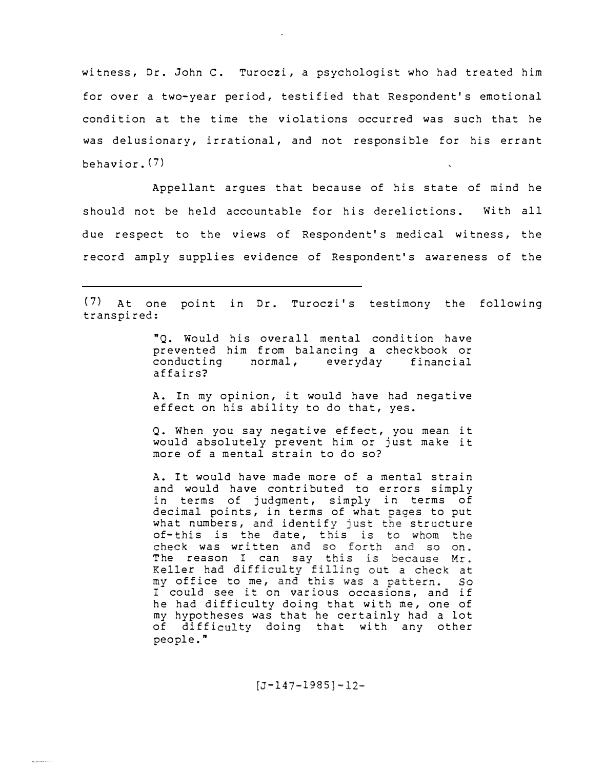witness, Dr. John C. Turoczi, a psychologist who had treated him for over a two-year period, testified that Respondent's emotional condition at the time the violations occurred was such that he was delusionary, irrational, and not responsible for his errant behavior.(7)

Appellant argues that because of his state of mind he should not be held accountable for his derelictions. With all due respect to the views of Respondent's medical witness, the record amply supplies evidence of Respondent's awareness of the

---

(7) At one point in Dr. Turoczi's testimony the following transpired:

> "Q. Would his overall mental condition have prevented him from balancing a checkbook or conducting normal, everyday financial affairs?
>
> A. In my opinion, it would have had negative effect on his ability to do that, yes.
>
> Q. When you say negative effect, you mean it would absolutely prevent him or just make it more of a mental strain to do so?
>
> A. It would have made more of a mental strain and would have contributed to errors simply in terms of judgment, simply in terms of decimal points, in terms of what pages to put what numbers, and identify just the structure of-this is the date, this is to whom the check was written and so forth and so on. The reason I can say this is because Mr. Keller had difficulty filling out a check at my office to me, and this was a pattern. So I could see it on various occasions, and if he had difficulty doing that with me, one of my hypotheses was that he certainly had a lot of difficulty doing that with any other people."

[J-147-1985]-12-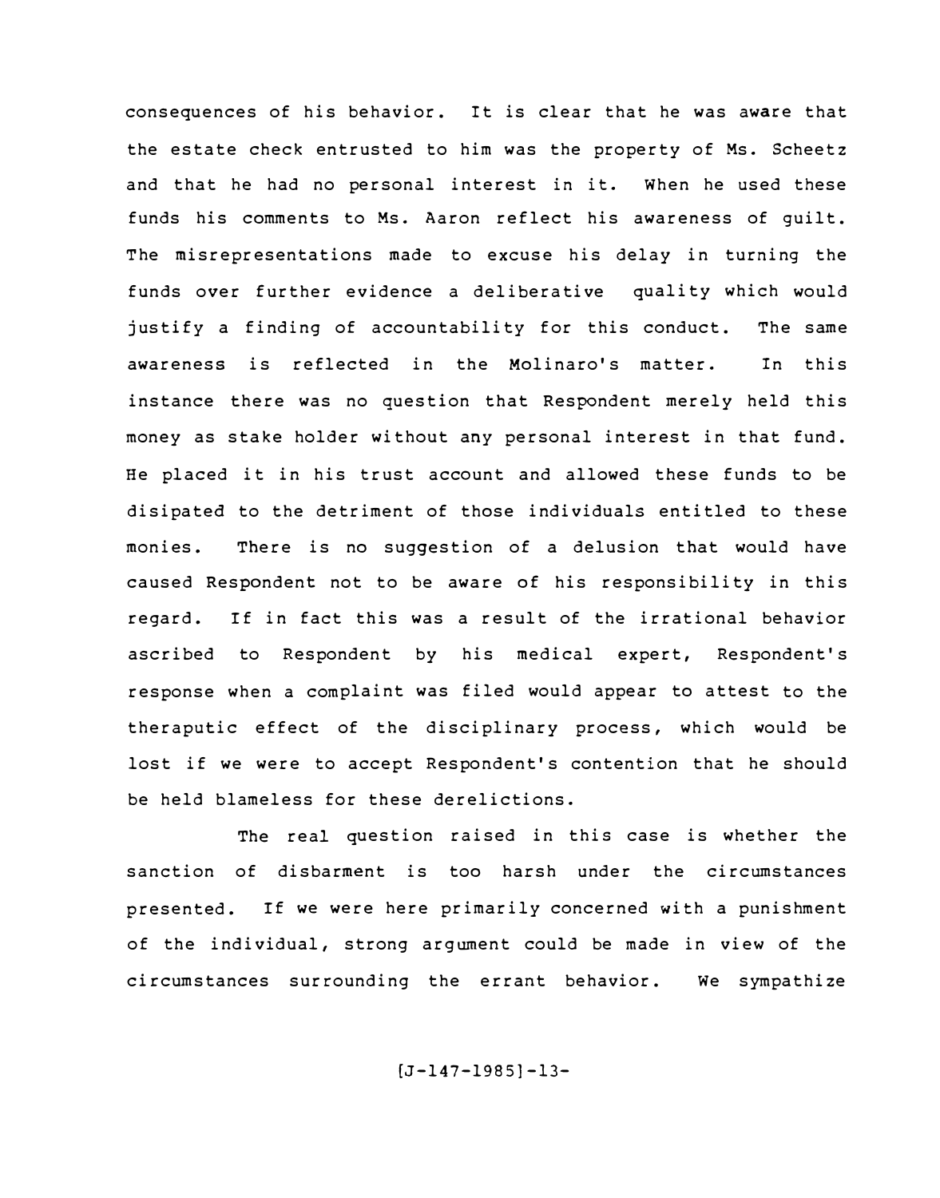consequences of his behavior. It is clear that he was aware that the estate check entrusted to him was the property of Ms. Scheetz and that he had no personal interest in it. When he used these funds his comments to Ms. Aaron reflect his awareness of guilt. The misrepresentations made to excuse his delay in turning the funds over further evidence a deliberative quality which would justify a finding of accountability for this conduct. The same awareness is reflected in the Molinaro's matter. In this instance there was no question that Respondent merely held this money as stake holder without any personal interest in that fund. He placed it in his trust account and allowed these funds to be disipated to the detriment of those individuals entitled to these monies. There is no suggestion of a delusion that would have caused Respondent not to be aware of his responsibility in this regard. If in fact this was a result of the irrational behavior ascribed to Respondent by his medical expert, Respondent's response when a complaint was filed would appear to attest to the theraputic effect of the disciplinary process, which would be lost if we were to accept Respondent's contention that he should be held blameless for these derelictions.

The real question raised in this case is whether the sanction of disbarment is too harsh under the circumstances presented. If we were here primarily concerned with a punishment of the individual, strong argument could be made in view of the circumstances surrounding the errant behavior. We sympathize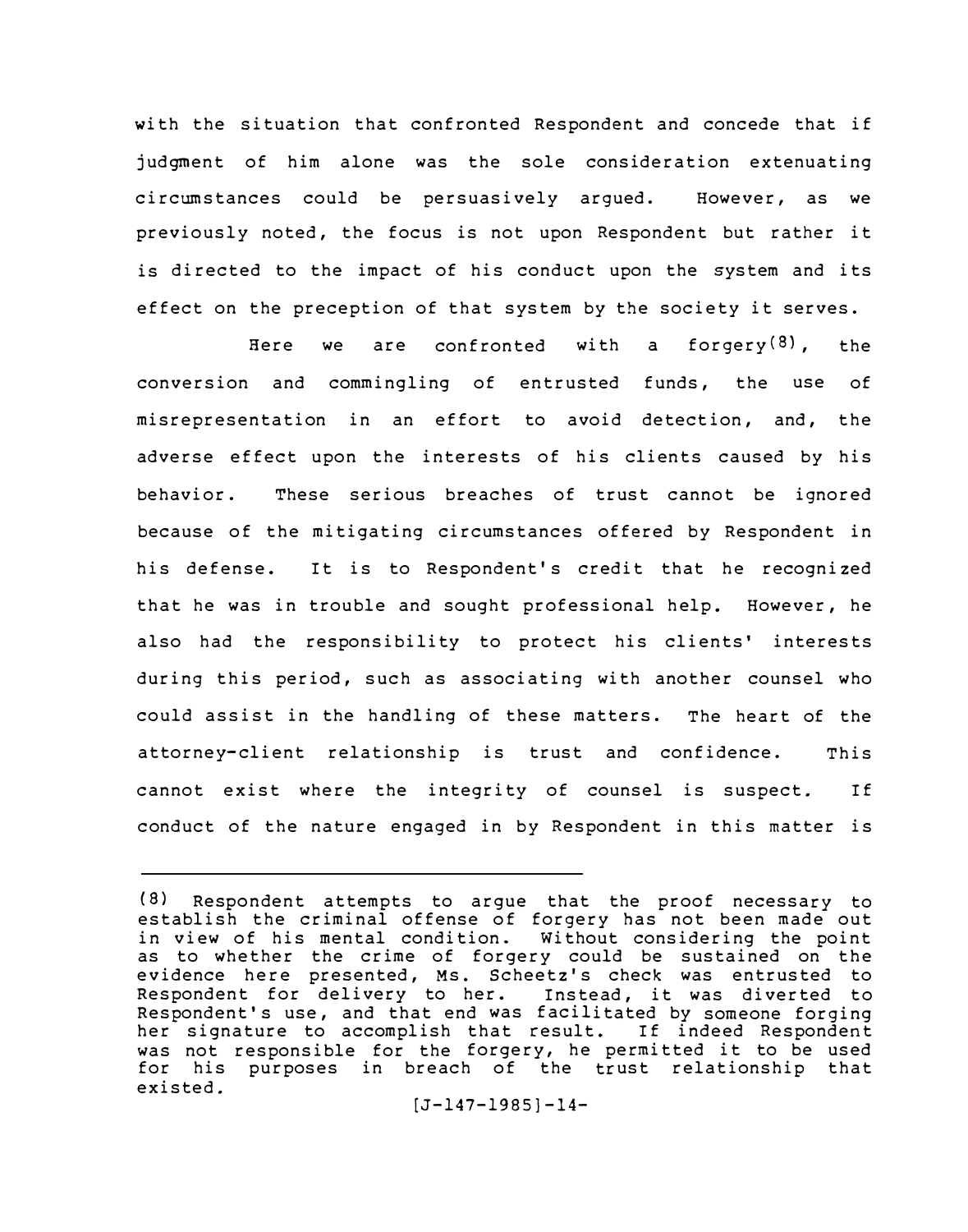with the situation that confronted Respondent and concede that if judgment of him alone was the sole consideration extenuating circumstances could be persuasively argued. However, as we previously noted, the focus is not upon Respondent but rather it is directed to the impact of his conduct upon the system and its effect on the preception of that system by the society it serves.

Here we are confronted with a forgery[8], the conversion and commingling of entrusted funds, the use of misrepresentation in an effort to avoid detection, and, the adverse effect upon the interests of his clients caused by his behavior. These serious breaches of trust cannot be ignored because of the mitigating circumstances offered by Respondent in his defense. It is to Respondent's credit that he recognized that he was in trouble and sought professional help. However, he also had the responsibility to protect his clients' interests during this period, such as associating with another counsel who could assist in the handling of these matters. The heart of the attorney-client relationship is trust and confidence. This cannot exist where the integrity of counsel is suspect. If conduct of the nature engaged in by Respondent in this matter is

---

(8) Respondent attempts to argue that the proof necessary to establish the criminal offense of forgery has not been made out in view of his mental condition. Without considering the point as to whether the crime of forgery could be sustained on the evidence here presented, Ms. Scheetz's check was entrusted to Respondent for delivery to her. Instead, it was diverted to Respondent's use, and that end was facilitated by someone forging her signature to accomplish that result. If indeed Respondent was not responsible for the forgery, he permitted it to be used for his purposes in breach of the trust relationship that existed.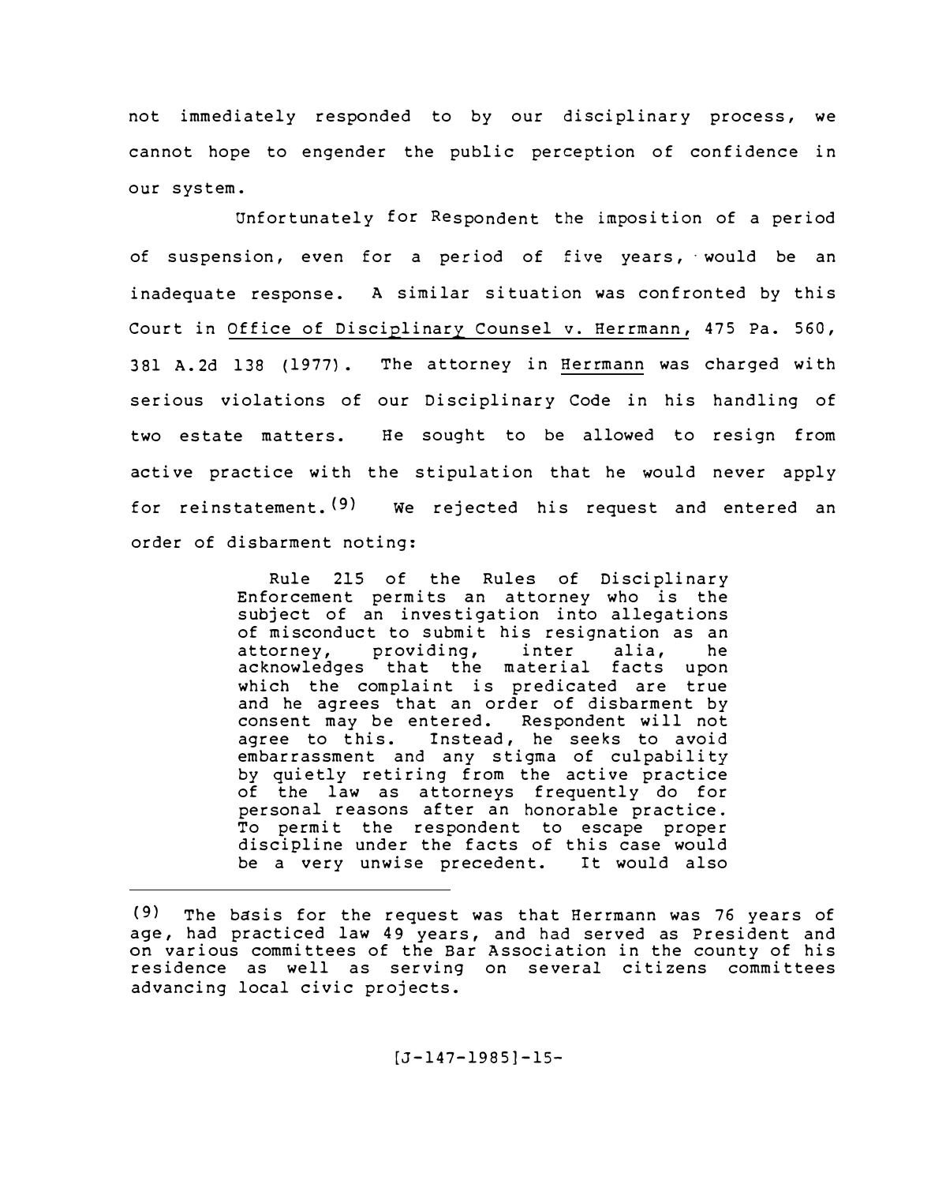not immediately responded to by our disciplinary process, we cannot hope to engender the public perception of confidence in our system.

Unfortunately for Respondent the imposition of a period of suspension, even for a period of five years, would be an inadequate response. A similar situation was confronted by this Court in Office of Disciplinary Counsel v. Herrmann, 475 Pa. 560, 381 A.2d 138 (1977). The attorney in Herrmann was charged with serious violations of our Disciplinary Code in his handling of two estate matters. He sought to be allowed to resign from active practice with the stipulation that he would never apply for reinstatement.[9] We rejected his request and entered an order of disbarment noting:

> Rule 215 of the Rules of Disciplinary Enforcement permits an attorney who is the subject of an investigation into allegations of misconduct to submit his resignation as an attorney, providing, inter alia, he acknowledges that the material facts upon which the complaint is predicated are true and he agrees that an order of disbarment by consent may be entered. Respondent will not agree to this. Instead, he seeks to avoid embarrassment and any stigma of culpability by quietly retiring from the active practice of the law as attorneys frequently do for personal reasons after an honorable practice. To permit the respondent to escape proper discipline under the facts of this case would be a very unwise precedent. It would also

---

[9] The basis for the request was that Herrmann was 76 years of age, had practiced law 49 years, and had served as President and on various committees of the Bar Association in the county of his residence as well as serving on several citizens committees advancing local civic projects.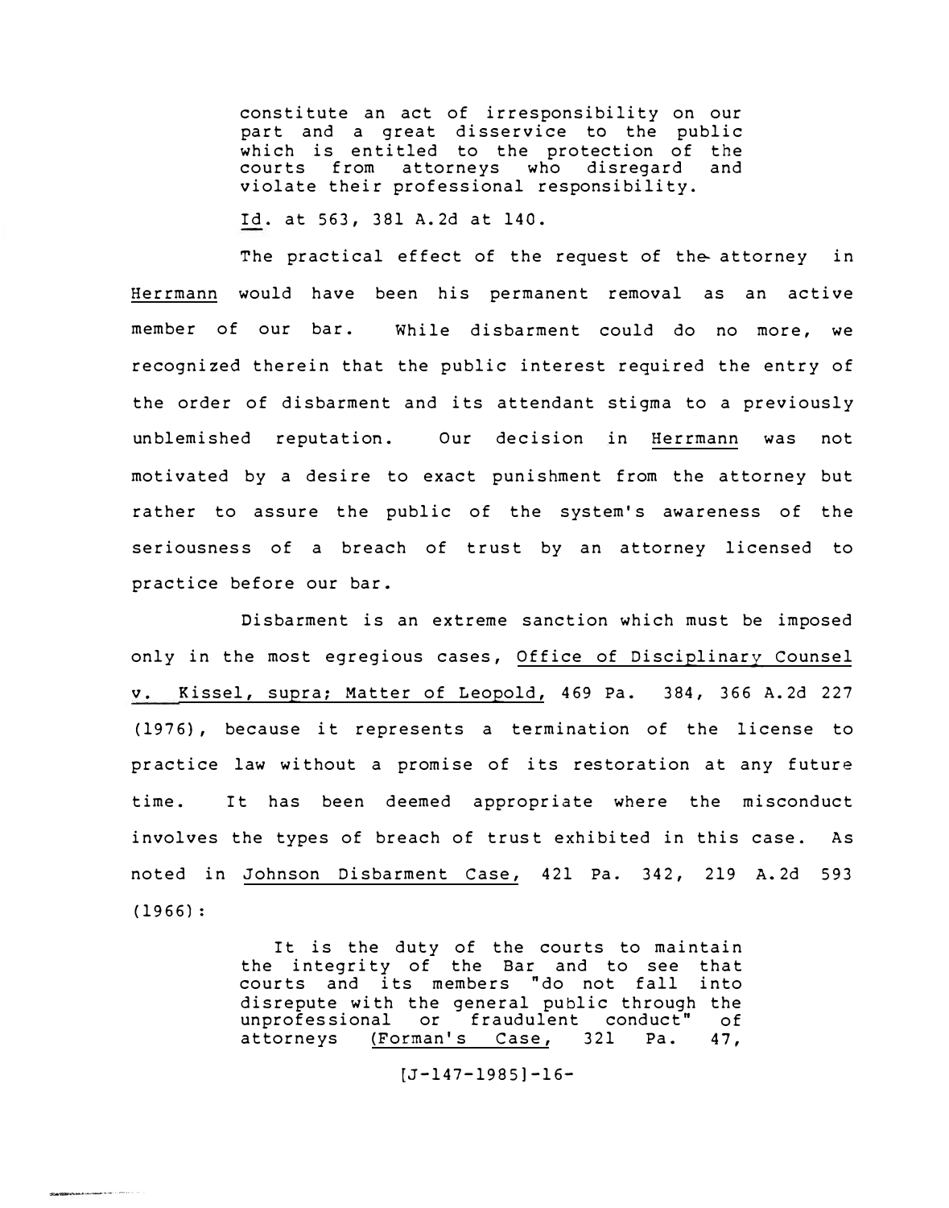> constitute an act of irresponsibility on our part and a great disservice to the public which is entitled to the protection of the courts from attorneys who disregard and violate their professional responsibility.

Id. at 563, 381 A.2d at 140.

The practical effect of the request of the attorney in Herrmann would have been his permanent removal as an active member of our bar. While disbarment could do no more, we recognized therein that the public interest required the entry of the order of disbarment and its attendant stigma to a previously unblemished reputation. Our decision in Herrmann was not motivated by a desire to exact punishment from the attorney but rather to assure the public of the system's awareness of the seriousness of a breach of trust by an attorney licensed to practice before our bar.

Disbarment is an extreme sanction which must be imposed only in the most egregious cases, Office of Disciplinary Counsel v. Kissel, supra; Matter of Leopold, 469 Pa. 384, 366 A.2d 227 (1976), because it represents a termination of the license to practice law without a promise of its restoration at any future time. It has been deemed appropriate where the misconduct involves the types of breach of trust exhibited in this case. As noted in Johnson Disbarment Case, 421 Pa. 342, 219 A.2d 593 (1966):

> It is the duty of the courts to maintain the integrity of the Bar and to see that courts and its members "do not fall into disrepute with the general public through the unprofessional or fraudulent conduct" of attorneys (Forman's Case, 321 Pa. 47,

[J-147-1985]-16-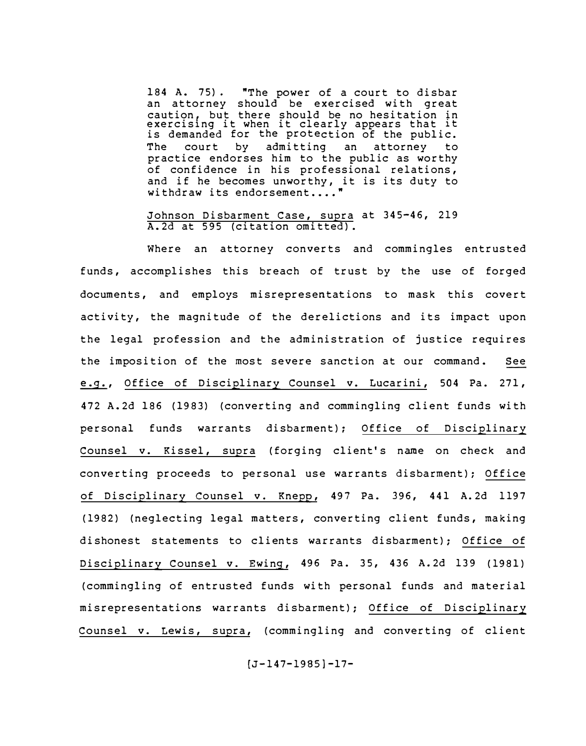> 184 A. 75). "The power of a court to disbar an attorney should be exercised with great caution, but there should be no hesitation in exercising it when it clearly appears that it is demanded for the protection of the public. The court by admitting an attorney to practice endorses him to the public as worthy of confidence in his professional relations, and if he becomes unworthy, it is its duty to withdraw its endorsement...."
>
> Johnson Disbarment Case, supra at 345-46, 219 A.2d at 595 (citation omitted).

Where an attorney converts and commingles entrusted funds, accomplishes this breach of trust by the use of forged documents, and employs misrepresentations to mask this covert activity, the magnitude of the derelictions and its impact upon the legal profession and the administration of justice requires the imposition of the most severe sanction at our command. See e.g., Office of Disciplinary Counsel v. Lucarini, 504 Pa. 271, 472 A.2d 186 (1983) (converting and commingling client funds with personal funds warrants disbarment); Office of Disciplinary Counsel v. Kissel, supra (forging client's name on check and converting proceeds to personal use warrants disbarment); Office of Disciplinary Counsel v. Knepp, 497 Pa. 396, 441 A.2d 1197 (1982) (neglecting legal matters, converting client funds, making dishonest statements to clients warrants disbarment); Office of Disciplinary Counsel v. Ewing, 496 Pa. 35, 436 A.2d 139 (1981) (commingling of entrusted funds with personal funds and material misrepresentations warrants disbarment); Office of Disciplinary Counsel v. Lewis, supra, (commingling and converting of client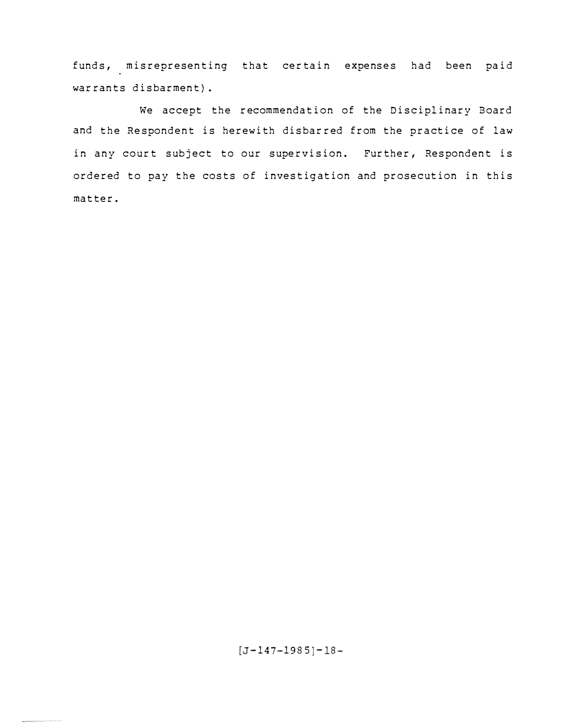funds, misrepresenting that certain expenses had been paid warrants disbarment).

We accept the recommendation of the Disciplinary Board and the Respondent is herewith disbarred from the practice of law in any court subject to our supervision. Further, Respondent is ordered to pay the costs of investigation and prosecution in this matter.